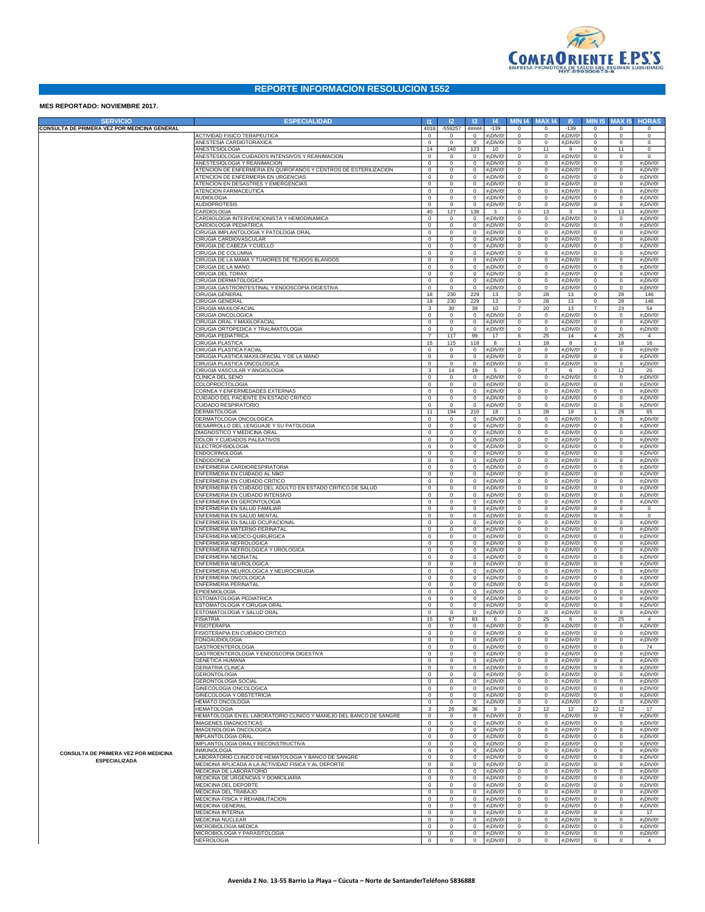COMFAORIENTE E.P.S'S
EMPRESA PROMOTORA DE SALUD DEL REGIMEN SUBSIDIADO
NIT:890500675-6

# REPORTE INFORMACION RESOLUCION 1552

**MES REPORTADO: NOVIEMBRE 2017.**

| SERVICIO | ESPECIALIDAD | I1 | I2 | I3 | I4 | MIN I4 | MAX I4 | I5 | MIN I5 | MAX I5 | HORAS |
|---|---|---|---|---|---|---|---|---|---|---|---|
| CONSULTA DE PRIMERA VEZ POR MEDICINA GENERAL | | 4018 | -559257 | ##### | -139 | 0 | 0 | -139 | 0 | 0 | 0 |
| CONSULTA DE PRIMERA VEZ POR MEDICINA ESPECIALIZADA | ACTIVIDAD FISICO TERAPEUTICA | 0 | 0 | 0 | #¡DIV/0! | 0 | 0 | #¡DIV/0! | 0 | 0 | 0 |
| | ANESTESIA CARDIOTORAXICA | 0 | 0 | 0 | #¡DIV/0! | 0 | 0 | #¡DIV/0! | 0 | 0 | 0 |
| | ANESTESIOLOGIA | 14 | 140 | 123 | 10 | 0 | 11 | 9 | 0 | 11 | 0 |
| | ANESTESIOLOGIA CUIDADOS INTENSIVOS Y REANIMACION | 0 | 0 | 0 | #¡DIV/0! | 0 | 0 | #¡DIV/0! | 0 | 0 | 0 |
| | ANESTESIOLOGIA Y REANIMACION | 0 | 0 | 0 | #¡DIV/0! | 0 | 0 | #¡DIV/0! | 0 | 0 | #¡DIV/0! |
| | ATENCION DE ENFERMERIA EN QUIROFANOS Y CENTROS DE ESTERILIZACION | 0 | 0 | 0 | #¡DIV/0! | 0 | 0 | #¡DIV/0! | 0 | 0 | #¡DIV/0! |
| | ATENCION DE ENFERMERIA EN URGENCIAS | 0 | 0 | 0 | #¡DIV/0! | 0 | 0 | #¡DIV/0! | 0 | 0 | #¡DIV/0! |
| | ATENCION EN DESASTRES Y EMERGENCIAS | 0 | 0 | 0 | #¡DIV/0! | 0 | 0 | #¡DIV/0! | 0 | 0 | #¡DIV/0! |
| | ATENCION FARMACEUTICA | 0 | 0 | 0 | #¡DIV/0! | 0 | 0 | #¡DIV/0! | 0 | 0 | #¡DIV/0! |
| | AUDIOLOGIA | 0 | 0 | 0 | #¡DIV/0! | 0 | 0 | #¡DIV/0! | 0 | 0 | #¡DIV/0! |
| | AUDIOPROTESIS | 0 | 0 | 0 | #¡DIV/0! | 0 | 0 | #¡DIV/0! | 0 | 0 | #¡DIV/0! |
| | CARDIOLOGIA | 40 | 127 | 138 | 3 | 0 | 13 | 3 | 0 | 13 | #¡DIV/0! |
| | CARDIOLOGIA INTERVENCIONISTA Y HEMODINAMICA | 0 | 0 | 0 | #¡DIV/0! | 0 | 0 | #¡DIV/0! | 0 | 0 | #¡DIV/0! |
| | CARDIOLOGIA PEDIATRICA | 0 | 0 | 0 | #¡DIV/0! | 0 | 0 | #¡DIV/0! | 0 | 0 | #¡DIV/0! |
| | CIRUGIA IMPLANTOLOGIA Y PATOLOGIA ORAL | 0 | 0 | 0 | #¡DIV/0! | 0 | 0 | #¡DIV/0! | 0 | 0 | #¡DIV/0! |
| | CIRUGIA CARDIOVASCULAR | 0 | 0 | 0 | #¡DIV/0! | 0 | 0 | #¡DIV/0! | 0 | 0 | #¡DIV/0! |
| | CIRUGIA DE CABEZA Y CUELLO | 0 | 0 | 0 | #¡DIV/0! | 0 | 0 | #¡DIV/0! | 0 | 0 | #¡DIV/0! |
| | CIRUGIA DE COLUMNA | 0 | 0 | 0 | #¡DIV/0! | 0 | 0 | #¡DIV/0! | 0 | 0 | #¡DIV/0! |
| | CIRUGIA DE LA MAMA Y TUMORES DE TEJIDOS BLANDOS | 0 | 0 | 0 | #¡DIV/0! | 0 | 0 | #¡DIV/0! | 0 | 0 | #¡DIV/0! |
| | CIRUGIA DE LA MANO | 0 | 0 | 0 | #¡DIV/0! | 0 | 0 | #¡DIV/0! | 0 | 0 | #¡DIV/0! |
| | CIRUGIA DEL TORAX | 0 | 0 | 0 | #¡DIV/0! | 0 | 0 | #¡DIV/0! | 0 | 0 | #¡DIV/0! |
| | CIRUGIA DERMATOLOGICA | 0 | 0 | 0 | #¡DIV/0! | 0 | 0 | #¡DIV/0! | 0 | 0 | #¡DIV/0! |
| | CIRUGIA GASTROINTESTINAL Y ENDOSCOPIA DIGESTIVA | 0 | 0 | 0 | #¡DIV/0! | 0 | 0 | #¡DIV/0! | 0 | 0 | #¡DIV/0! |
| | CIRUGIA GENERAL | 18 | 230 | 229 | 13 | 0 | 28 | 13 | 0 | 28 | 146 |
| | CIRUGIA GENERAL | 18 | 230 | 229 | 13 | 0 | 28 | 13 | 0 | 28 | 146 |
| | CIRUGIA MAXILOFACIAL | 3 | 30 | 39 | 10 | 7 | 20 | 13 | 7 | 23 | 54 |
| | CIRUGIA ONCOLOGICA | 0 | 0 | 0 | #¡DIV/0! | 0 | 0 | #¡DIV/0! | 0 | 0 | #¡DIV/0! |
| | CIRUGIA ORAL Y MAXILOFACIAL | 0 | 0 | 0 | #¡DIV/0! | 0 | 0 | #¡DIV/0! | 0 | 0 | #¡DIV/0! |
| | CIRUGIA ORTOPEDICA Y TRAUMATOLOGIA | 0 | 0 | 0 | #¡DIV/0! | 0 | 0 | #¡DIV/0! | 0 | 0 | #¡DIV/0! |
| | CIRUGIA PEDIATRICA | 7 | 117 | 99 | 17 | 6 | 25 | 14 | 4 | 25 | 4 |
| | CIRUGIA PLASTICA | 15 | 115 | 118 | 8 | 1 | 18 | 8 | 1 | 18 | 16 |
| | CIRUGIA PLASTICA FACIAL | 0 | 0 | 0 | #¡DIV/0! | 0 | 0 | #¡DIV/0! | 0 | 0 | #¡DIV/0! |
| | CIRUGIA PLASTICA MAXILOFACIAL Y DE LA MANO | 0 | 0 | 0 | #¡DIV/0! | 0 | 0 | #¡DIV/0! | 0 | 0 | #¡DIV/0! |
| | CIRUGIA PLASTICA ONCOLOGICA | 0 | 0 | 0 | #¡DIV/0! | 0 | 0 | #¡DIV/0! | 0 | 0 | #¡DIV/0! |
| | CIRUGIA VASCULAR Y ANGIOLOGIA | 3 | 14 | 19 | 5 | 0 | 7 | 6 | 0 | 12 | 20 |
| | CLINICA DEL SENO | 0 | 0 | 0 | #¡DIV/0! | 0 | 0 | #¡DIV/0! | 0 | 0 | #¡DIV/0! |
| | COLOPROCTOLOGIA | 0 | 0 | 0 | #¡DIV/0! | 0 | 0 | #¡DIV/0! | 0 | 0 | #¡DIV/0! |
| | CORNEA Y ENFERMEDADES EXTERNAS | 0 | 0 | 0 | #¡DIV/0! | 0 | 0 | #¡DIV/0! | 0 | 0 | #¡DIV/0! |
| | CUIDADO DEL PACIENTE EN ESTADO CRITICO | 0 | 0 | 0 | #¡DIV/0! | 0 | 0 | #¡DIV/0! | 0 | 0 | #¡DIV/0! |
| | CUIDADO RESPIRATORIO | 0 | 0 | 0 | #¡DIV/0! | 0 | 0 | #¡DIV/0! | 0 | 0 | #¡DIV/0! |
| | DERMATOLOGIA | 11 | 194 | 210 | 18 | 1 | 28 | 19 | 1 | 28 | 65 |
| | DERMATOLOGIA ONCOLOGICA | 0 | 0 | 0 | #¡DIV/0! | 0 | 0 | #¡DIV/0! | 0 | 0 | #¡DIV/0! |
| | DESARROLLO DEL LENGUAJE Y SU PATOLOGIA | 0 | 0 | 0 | #¡DIV/0! | 0 | 0 | #¡DIV/0! | 0 | 0 | #¡DIV/0! |
| | DIAGNOSTICO Y MEDICINA ORAL | 0 | 0 | 0 | #¡DIV/0! | 0 | 0 | #¡DIV/0! | 0 | 0 | #¡DIV/0! |
| | DOLOR Y CUIDADOS PALEATIVOS | 0 | 0 | 0 | #¡DIV/0! | 0 | 0 | #¡DIV/0! | 0 | 0 | #¡DIV/0! |
| | ELECTROFISIOLOGIA | 0 | 0 | 0 | #¡DIV/0! | 0 | 0 | #¡DIV/0! | 0 | 0 | #¡DIV/0! |
| | ENDOCRINOLOGIA | 0 | 0 | 0 | #¡DIV/0! | 0 | 0 | #¡DIV/0! | 0 | 0 | #¡DIV/0! |
| | ENDODONCIA | 0 | 0 | 0 | #¡DIV/0! | 0 | 0 | #¡DIV/0! | 0 | 0 | #¡DIV/0! |
| | ENFERMERIA CARDIORESPIRATORIA | 0 | 0 | 0 | #¡DIV/0! | 0 | 0 | #¡DIV/0! | 0 | 0 | #¡DIV/0! |
| | ENFERMERIA EN CUIDADO AL NI¥O | 0 | 0 | 0 | #¡DIV/0! | 0 | 0 | #¡DIV/0! | 0 | 0 | #¡DIV/0! |
| | ENFERMERIA EN CUIDADO CRITICO | 0 | 0 | 0 | #¡DIV/0! | 0 | 0 | #¡DIV/0! | 0 | 0 | #¡DIV/0! |
| | ENFERMERIA EN CUIDADO DEL ADULTO EN ESTADO CRITICO DE SALUD | 0 | 0 | 0 | #¡DIV/0! | 0 | 0 | #¡DIV/0! | 0 | 0 | #¡DIV/0! |
| | ENFERMERIA EN CUIDADO INTENSIVO | 0 | 0 | 0 | #¡DIV/0! | 0 | 0 | #¡DIV/0! | 0 | 0 | #¡DIV/0! |
| | ENFERMERIA EN GERONTOLOGIA | 0 | 0 | 0 | #¡DIV/0! | 0 | 0 | #¡DIV/0! | 0 | 0 | #¡DIV/0! |
| | ENFERMERIA EN SALUD FAMILIAR | 0 | 0 | 0 | #¡DIV/0! | 0 | 0 | #¡DIV/0! | 0 | 0 | 0 |
| | ENFERMERIA EN SALUD MENTAL | 0 | 0 | 0 | #¡DIV/0! | 0 | 0 | #¡DIV/0! | 0 | 0 | 0 |
| | ENFERMERIA EN SALUD OCUPACIONAL | 0 | 0 | 0 | #¡DIV/0! | 0 | 0 | #¡DIV/0! | 0 | 0 | #¡DIV/0! |
| | ENFERMERIA MATERNO-PERINATAL | 0 | 0 | 0 | #¡DIV/0! | 0 | 0 | #¡DIV/0! | 0 | 0 | #¡DIV/0! |
| | ENFERMERIA MEDICO-QUIRURGICA | 0 | 0 | 0 | #¡DIV/0! | 0 | 0 | #¡DIV/0! | 0 | 0 | #¡DIV/0! |
| | ENFERMERIA NEFROLOGICA | 0 | 0 | 0 | #¡DIV/0! | 0 | 0 | #¡DIV/0! | 0 | 0 | #¡DIV/0! |
| | ENFERMERIA NEFROLOGICA Y UROLOGICA | 0 | 0 | 0 | #¡DIV/0! | 0 | 0 | #¡DIV/0! | 0 | 0 | #¡DIV/0! |
| | ENFERMERIA NEONATAL | 0 | 0 | 0 | #¡DIV/0! | 0 | 0 | #¡DIV/0! | 0 | 0 | #¡DIV/0! |
| | ENFERMERIA NEUROLOGICA | 0 | 0 | 0 | #¡DIV/0! | 0 | 0 | #¡DIV/0! | 0 | 0 | #¡DIV/0! |
| | ENFERMERIA NEUROLOGICA Y NEUROCIRUGIA | 0 | 0 | 0 | #¡DIV/0! | 0 | 0 | #¡DIV/0! | 0 | 0 | #¡DIV/0! |
| | ENFERMERIA ONCOLOGICA | 0 | 0 | 0 | #¡DIV/0! | 0 | 0 | #¡DIV/0! | 0 | 0 | #¡DIV/0! |
| | ENFERMERIA PERINATAL | 0 | 0 | 0 | #¡DIV/0! | 0 | 0 | #¡DIV/0! | 0 | 0 | #¡DIV/0! |
| | EPIDEMIOLOGIA | 0 | 0 | 0 | #¡DIV/0! | 0 | 0 | #¡DIV/0! | 0 | 0 | #¡DIV/0! |
| | ESTOMATOLOGIA PEDIATRICA | 0 | 0 | 0 | #¡DIV/0! | 0 | 0 | #¡DIV/0! | 0 | 0 | #¡DIV/0! |
| | ESTOMATOLOGIA Y CIRUGIA ORAL | 0 | 0 | 0 | #¡DIV/0! | 0 | 0 | #¡DIV/0! | 0 | 0 | #¡DIV/0! |
| | ESTOMATOLOGIA Y SALUD ORAL | 0 | 0 | 0 | #¡DIV/0! | 0 | 0 | #¡DIV/0! | 0 | 0 | #¡DIV/0! |
| | FISIATRIA | 15 | 97 | 83 | 6 | 0 | 25 | 6 | 0 | 25 | 4 |
| | FISIOTERAPIA | 0 | 0 | 0 | #¡DIV/0! | 0 | 0 | #¡DIV/0! | 0 | 0 | #¡DIV/0! |
| | FISIOTERAPIA EN CUIDADO CRITICO | 0 | 0 | 0 | #¡DIV/0! | 0 | 0 | #¡DIV/0! | 0 | 0 | #¡DIV/0! |
| | FONOAUDIOLOGIA | 0 | 0 | 0 | #¡DIV/0! | 0 | 0 | #¡DIV/0! | 0 | 0 | #¡DIV/0! |
| | GASTROENTEROLOGIA | 0 | 0 | 0 | #¡DIV/0! | 0 | 0 | #¡DIV/0! | 0 | 0 | 74 |
| | GASTROENTEROLOGIA Y ENDOSCOPIA DIGESTIVA | 0 | 0 | 0 | #¡DIV/0! | 0 | 0 | #¡DIV/0! | 0 | 0 | #¡DIV/0! |
| | GENETICA HUMANA | 0 | 0 | 0 | #¡DIV/0! | 0 | 0 | #¡DIV/0! | 0 | 0 | #¡DIV/0! |
| | GERIATRIA CLINICA | 0 | 0 | 0 | #¡DIV/0! | 0 | 0 | #¡DIV/0! | 0 | 0 | #¡DIV/0! |
| | GERONTOLOGIA | 0 | 0 | 0 | #¡DIV/0! | 0 | 0 | #¡DIV/0! | 0 | 0 | #¡DIV/0! |
| | GERONTOLOGIA SOCIAL | 0 | 0 | 0 | #¡DIV/0! | 0 | 0 | #¡DIV/0! | 0 | 0 | #¡DIV/0! |
| | GINECOLOGIA ONCOLOGICA | 0 | 0 | 0 | #¡DIV/0! | 0 | 0 | #¡DIV/0! | 0 | 0 | #¡DIV/0! |
| | GINECOLOGIA Y OBSTETRICIA | 0 | 0 | 0 | #¡DIV/0! | 0 | 0 | #¡DIV/0! | 0 | 0 | #¡DIV/0! |
| | HEMATO ONCOLOGIA | 0 | 0 | 0 | #¡DIV/0! | 0 | 0 | #¡DIV/0! | 0 | 0 | #¡DIV/0! |
| | HEMATOLOGIA | 3 | 26 | 36 | 9 | 2 | 12 | 12 | 12 | 12 | 17 |
| | HEMATOLOGIA EN EL LABORATORIO CLINICO Y MANEJO DEL BANCO DE SANGRE | 0 | 0 | 0 | #¡DIV/0! | 0 | 0 | #¡DIV/0! | 0 | 0 | #¡DIV/0! |
| | IMAGENES DIAGNOSTICAS | 0 | 0 | 0 | #¡DIV/0! | 0 | 0 | #¡DIV/0! | 0 | 0 | #¡DIV/0! |
| | IMAGENOLOGIA ONCOLOGICA | 0 | 0 | 0 | #¡DIV/0! | 0 | 0 | #¡DIV/0! | 0 | 0 | #¡DIV/0! |
| | IMPLANTOLOGIA ORAL | 0 | 0 | 0 | #¡DIV/0! | 0 | 0 | #¡DIV/0! | 0 | 0 | #¡DIV/0! |
| | IMPLANTOLOGIA ORALY RECONSTRUCTIVA | 0 | 0 | 0 | #¡DIV/0! | 0 | 0 | #¡DIV/0! | 0 | 0 | #¡DIV/0! |
| | INMUNOLOGIA | 0 | 0 | 0 | #¡DIV/0! | 0 | 0 | #¡DIV/0! | 0 | 0 | #¡DIV/0! |
| | LABORATORIO CLINICO DE HEMATOLOGIA Y BANCO DE SANGRE | 0 | 0 | 0 | #¡DIV/0! | 0 | 0 | #¡DIV/0! | 0 | 0 | #¡DIV/0! |
| | MEDICINA APLICADA A LA ACTIVIDAD FISICA Y AL DEPORTE | 0 | 0 | 0 | #¡DIV/0! | 0 | 0 | #¡DIV/0! | 0 | 0 | #¡DIV/0! |
| | MEDICINA DE LABORATORIO | 0 | 0 | 0 | #¡DIV/0! | 0 | 0 | #¡DIV/0! | 0 | 0 | #¡DIV/0! |
| | MEDICINA DE URGENCIAS Y DOMICILIARIA | 0 | 0 | 0 | #¡DIV/0! | 0 | 0 | #¡DIV/0! | 0 | 0 | #¡DIV/0! |
| | MEDICINA DEL DEPORTE | 0 | 0 | 0 | #¡DIV/0! | 0 | 0 | #¡DIV/0! | 0 | 0 | #¡DIV/0! |
| | MEDICINA DEL TRABAJO | 0 | 0 | 0 | #¡DIV/0! | 0 | 0 | #¡DIV/0! | 0 | 0 | #¡DIV/0! |
| | MEDICINA FISICA Y REHABILITACION | 0 | 0 | 0 | #¡DIV/0! | 0 | 0 | #¡DIV/0! | 0 | 0 | #¡DIV/0! |
| | MEDICINA GENERAL | 0 | 0 | 0 | #¡DIV/0! | 0 | 0 | #¡DIV/0! | 0 | 0 | #¡DIV/0! |
| | MEDICINA INTERNA | 0 | 0 | 0 | #¡DIV/0! | 0 | 0 | #¡DIV/0! | 0 | 0 | 17 |
| | MEDICINA NUCLEAR | 0 | 0 | 0 | #¡DIV/0! | 0 | 0 | #¡DIV/0! | 0 | 0 | #¡DIV/0! |
| | MICROBIOLOGIA MEDICA | 0 | 0 | 0 | #¡DIV/0! | 0 | 0 | #¡DIV/0! | 0 | 0 | #¡DIV/0! |
| | MICROBIOLOGIA Y PARASITOLOGIA | 0 | 0 | 0 | #¡DIV/0! | 0 | 0 | #¡DIV/0! | 0 | 0 | #¡DIV/0! |
| | NEFROLOGIA | 0 | 0 | 0 | #¡DIV/0! | 0 | 0 | #¡DIV/0! | 0 | 0 | 4 |

Avenida 2 No. 13-55 Barrio La Playa – Cúcuta – Norte de SantanderTeléfono 5836888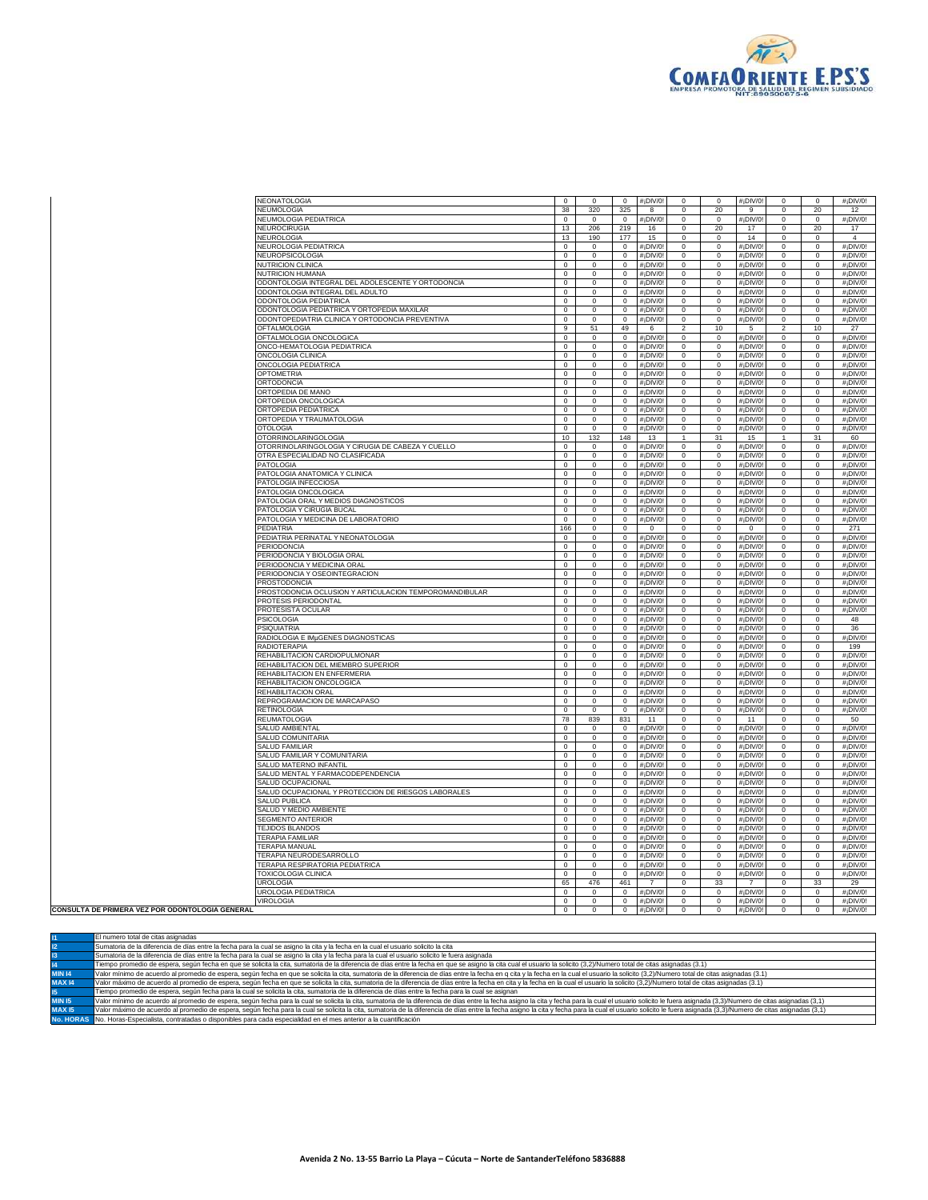| | | | | | | | | | | |
|---|---|---|---|---|---|---|---|---|---|---|
| NEONATOLOGIA | 0 | 0 | 0 | #¡DIV/0! | 0 | 0 | #¡DIV/0! | 0 | 0 | #¡DIV/0! |
| NEUMOLOGIA | 38 | 320 | 325 | 8 | 0 | 20 | 9 | 0 | 20 | 12 |
| NEUMOLOGIA PEDIATRICA | 0 | 0 | 0 | #¡DIV/0! | 0 | 0 | #¡DIV/0! | 0 | 0 | #¡DIV/0! |
| NEUROCIRUGIA | 13 | 206 | 219 | 16 | 0 | 20 | 17 | 0 | 20 | 17 |
| NEUROLOGIA | 13 | 190 | 177 | 15 | 0 | 0 | 14 | 0 | 0 | 4 |
| NEUROLOGIA PEDIATRICA | 0 | 0 | 0 | #¡DIV/0! | 0 | 0 | #¡DIV/0! | 0 | 0 | #¡DIV/0! |
| NEUROPSICOLOGIA | 0 | 0 | 0 | #¡DIV/0! | 0 | 0 | #¡DIV/0! | 0 | 0 | #¡DIV/0! |
| NUTRICION CLINICA | 0 | 0 | 0 | #¡DIV/0! | 0 | 0 | #¡DIV/0! | 0 | 0 | #¡DIV/0! |
| NUTRICION HUMANA | 0 | 0 | 0 | #¡DIV/0! | 0 | 0 | #¡DIV/0! | 0 | 0 | #¡DIV/0! |
| ODONTOLOGIA INTEGRAL DEL ADOLESCENTE Y ORTODONCIA | 0 | 0 | 0 | #¡DIV/0! | 0 | 0 | #¡DIV/0! | 0 | 0 | #¡DIV/0! |
| ODONTOLOGIA INTEGRAL DEL ADULTO | 0 | 0 | 0 | #¡DIV/0! | 0 | 0 | #¡DIV/0! | 0 | 0 | #¡DIV/0! |
| ODONTOLOGIA PEDIATRICA | 0 | 0 | 0 | #¡DIV/0! | 0 | 0 | #¡DIV/0! | 0 | 0 | #¡DIV/0! |
| ODONTOLOGIA PEDIATRICA Y ORTOPEDIA MAXILAR | 0 | 0 | 0 | #¡DIV/0! | 0 | 0 | #¡DIV/0! | 0 | 0 | #¡DIV/0! |
| ODONTOPEDIATRIA CLINICA Y ORTODONCIA PREVENTIVA | 0 | 0 | 0 | #¡DIV/0! | 0 | 0 | #¡DIV/0! | 0 | 0 | #¡DIV/0! |
| OFTALMOLOGIA | 9 | 51 | 49 | 6 | 2 | 10 | 5 | 2 | 10 | 27 |
| OFTALMOLOGIA ONCOLOGICA | 0 | 0 | 0 | #¡DIV/0! | 0 | 0 | #¡DIV/0! | 0 | 0 | #¡DIV/0! |
| ONCO-HEMATOLOGIA PEDIATRICA | 0 | 0 | 0 | #¡DIV/0! | 0 | 0 | #¡DIV/0! | 0 | 0 | #¡DIV/0! |
| ONCOLOGIA CLINICA | 0 | 0 | 0 | #¡DIV/0! | 0 | 0 | #¡DIV/0! | 0 | 0 | #¡DIV/0! |
| ONCOLOGIA PEDIATRICA | 0 | 0 | 0 | #¡DIV/0! | 0 | 0 | #¡DIV/0! | 0 | 0 | #¡DIV/0! |
| OPTOMETRIA | 0 | 0 | 0 | #¡DIV/0! | 0 | 0 | #¡DIV/0! | 0 | 0 | #¡DIV/0! |
| ORTODONCIA | 0 | 0 | 0 | #¡DIV/0! | 0 | 0 | #¡DIV/0! | 0 | 0 | #¡DIV/0! |
| ORTOPEDIA DE MANO | 0 | 0 | 0 | #¡DIV/0! | 0 | 0 | #¡DIV/0! | 0 | 0 | #¡DIV/0! |
| ORTOPEDIA ONCOLOGICA | 0 | 0 | 0 | #¡DIV/0! | 0 | 0 | #¡DIV/0! | 0 | 0 | #¡DIV/0! |
| ORTOPEDIA PEDIATRICA | 0 | 0 | 0 | #¡DIV/0! | 0 | 0 | #¡DIV/0! | 0 | 0 | #¡DIV/0! |
| ORTOPEDIA Y TRAUMATOLOGIA | 0 | 0 | 0 | #¡DIV/0! | 0 | 0 | #¡DIV/0! | 0 | 0 | #¡DIV/0! |
| OTOLOGIA | 0 | 0 | 0 | #¡DIV/0! | 0 | 0 | #¡DIV/0! | 0 | 0 | #¡DIV/0! |
| OTORRINOLARINGOLOGIA | 10 | 132 | 148 | 13 | 1 | 31 | 15 | 1 | 31 | 60 |
| OTORRINOLARINGOLOGIA Y CIRUGIA DE CABEZA Y CUELLO | 0 | 0 | 0 | #¡DIV/0! | 0 | 0 | #¡DIV/0! | 0 | 0 | #¡DIV/0! |
| OTRA ESPECIALIDAD NO CLASIFICADA | 0 | 0 | 0 | #¡DIV/0! | 0 | 0 | #¡DIV/0! | 0 | 0 | #¡DIV/0! |
| PATOLOGIA | 0 | 0 | 0 | #¡DIV/0! | 0 | 0 | #¡DIV/0! | 0 | 0 | #¡DIV/0! |
| PATOLOGIA ANATOMICA Y CLINICA | 0 | 0 | 0 | #¡DIV/0! | 0 | 0 | #¡DIV/0! | 0 | 0 | #¡DIV/0! |
| PATOLOGIA INFECCIOSA | 0 | 0 | 0 | #¡DIV/0! | 0 | 0 | #¡DIV/0! | 0 | 0 | #¡DIV/0! |
| PATOLOGIA ONCOLOGICA | 0 | 0 | 0 | #¡DIV/0! | 0 | 0 | #¡DIV/0! | 0 | 0 | #¡DIV/0! |
| PATOLOGIA ORAL Y MEDIOS DIAGNOSTICOS | 0 | 0 | 0 | #¡DIV/0! | 0 | 0 | #¡DIV/0! | 0 | 0 | #¡DIV/0! |
| PATOLOGIA Y CIRUGIA BUCAL | 0 | 0 | 0 | #¡DIV/0! | 0 | 0 | #¡DIV/0! | 0 | 0 | #¡DIV/0! |
| PATOLOGIA Y MEDICINA DE LABORATORIO | 0 | 0 | 0 | #¡DIV/0! | 0 | 0 | #¡DIV/0! | 0 | 0 | #¡DIV/0! |
| PEDIATRIA | 166 | 0 | 0 | 0 | 0 | 0 | 0 | 0 | 0 | 271 |
| PEDIATRIA PERINATAL Y NEONATOLOGIA | 0 | 0 | 0 | #¡DIV/0! | 0 | 0 | #¡DIV/0! | 0 | 0 | #¡DIV/0! |
| PERIODONCIA | 0 | 0 | 0 | #¡DIV/0! | 0 | 0 | #¡DIV/0! | 0 | 0 | #¡DIV/0! |
| PERIODONCIA Y BIOLOGIA ORAL | 0 | 0 | 0 | #¡DIV/0! | 0 | 0 | #¡DIV/0! | 0 | 0 | #¡DIV/0! |
| PERIODONCIA Y MEDICINA ORAL | 0 | 0 | 0 | #¡DIV/0! | 0 | 0 | #¡DIV/0! | 0 | 0 | #¡DIV/0! |
| PERIODONCIA Y OSEOINTEGRACION | 0 | 0 | 0 | #¡DIV/0! | 0 | 0 | #¡DIV/0! | 0 | 0 | #¡DIV/0! |
| PROSTODONCIA | 0 | 0 | 0 | #¡DIV/0! | 0 | 0 | #¡DIV/0! | 0 | 0 | #¡DIV/0! |
| PROSTODONCIA OCLUSION Y ARTICULACION TEMPOROMANDIBULAR | 0 | 0 | 0 | #¡DIV/0! | 0 | 0 | #¡DIV/0! | 0 | 0 | #¡DIV/0! |
| PROTESIS PERIODONTAL | 0 | 0 | 0 | #¡DIV/0! | 0 | 0 | #¡DIV/0! | 0 | 0 | #¡DIV/0! |
| PROTESISTA OCULAR | 0 | 0 | 0 | #¡DIV/0! | 0 | 0 | #¡DIV/0! | 0 | 0 | #¡DIV/0! |
| PSICOLOGIA | 0 | 0 | 0 | #¡DIV/0! | 0 | 0 | #¡DIV/0! | 0 | 0 | 48 |
| PSIQUIATRIA | 0 | 0 | 0 | #¡DIV/0! | 0 | 0 | #¡DIV/0! | 0 | 0 | 36 |
| RADIOLOGIA E IMµGENES DIAGNOSTICAS | 0 | 0 | 0 | #¡DIV/0! | 0 | 0 | #¡DIV/0! | 0 | 0 | #¡DIV/0! |
| RADIOTERAPIA | 0 | 0 | 0 | #¡DIV/0! | 0 | 0 | #¡DIV/0! | 0 | 0 | 199 |
| REHABILITACION CARDIOPULMONAR | 0 | 0 | 0 | #¡DIV/0! | 0 | 0 | #¡DIV/0! | 0 | 0 | #¡DIV/0! |
| REHABILITACION DEL MIEMBRO SUPERIOR | 0 | 0 | 0 | #¡DIV/0! | 0 | 0 | #¡DIV/0! | 0 | 0 | #¡DIV/0! |
| REHABILITACION EN ENFERMERIA | 0 | 0 | 0 | #¡DIV/0! | 0 | 0 | #¡DIV/0! | 0 | 0 | #¡DIV/0! |
| REHABILITACION ONCOLOGICA | 0 | 0 | 0 | #¡DIV/0! | 0 | 0 | #¡DIV/0! | 0 | 0 | #¡DIV/0! |
| REHABILITACION ORAL | 0 | 0 | 0 | #¡DIV/0! | 0 | 0 | #¡DIV/0! | 0 | 0 | #¡DIV/0! |
| REPROGRAMACION DE MARCAPASO | 0 | 0 | 0 | #¡DIV/0! | 0 | 0 | #¡DIV/0! | 0 | 0 | #¡DIV/0! |
| RETINOLOGIA | 0 | 0 | 0 | #¡DIV/0! | 0 | 0 | #¡DIV/0! | 0 | 0 | #¡DIV/0! |
| REUMATOLOGIA | 78 | 839 | 831 | 11 | 0 | 0 | 11 | 0 | 0 | 50 |
| SALUD AMBIENTAL | 0 | 0 | 0 | #¡DIV/0! | 0 | 0 | #¡DIV/0! | 0 | 0 | #¡DIV/0! |
| SALUD COMUNITARIA | 0 | 0 | 0 | #¡DIV/0! | 0 | 0 | #¡DIV/0! | 0 | 0 | #¡DIV/0! |
| SALUD FAMILIAR | 0 | 0 | 0 | #¡DIV/0! | 0 | 0 | #¡DIV/0! | 0 | 0 | #¡DIV/0! |
| SALUD FAMILIAR Y COMUNITARIA | 0 | 0 | 0 | #¡DIV/0! | 0 | 0 | #¡DIV/0! | 0 | 0 | #¡DIV/0! |
| SALUD MATERNO INFANTIL | 0 | 0 | 0 | #¡DIV/0! | 0 | 0 | #¡DIV/0! | 0 | 0 | #¡DIV/0! |
| SALUD MENTAL Y FARMACODEPENDENCIA | 0 | 0 | 0 | #¡DIV/0! | 0 | 0 | #¡DIV/0! | 0 | 0 | #¡DIV/0! |
| SALUD OCUPACIONAL | 0 | 0 | 0 | #¡DIV/0! | 0 | 0 | #¡DIV/0! | 0 | 0 | #¡DIV/0! |
| SALUD OCUPACIONAL Y PROTECCION DE RIESGOS LABORALES | 0 | 0 | 0 | #¡DIV/0! | 0 | 0 | #¡DIV/0! | 0 | 0 | #¡DIV/0! |
| SALUD PUBLICA | 0 | 0 | 0 | #¡DIV/0! | 0 | 0 | #¡DIV/0! | 0 | 0 | #¡DIV/0! |
| SALUD Y MEDIO AMBIENTE | 0 | 0 | 0 | #¡DIV/0! | 0 | 0 | #¡DIV/0! | 0 | 0 | #¡DIV/0! |
| SEGMENTO ANTERIOR | 0 | 0 | 0 | #¡DIV/0! | 0 | 0 | #¡DIV/0! | 0 | 0 | #¡DIV/0! |
| TEJIDOS BLANDOS | 0 | 0 | 0 | #¡DIV/0! | 0 | 0 | #¡DIV/0! | 0 | 0 | #¡DIV/0! |
| TERAPIA FAMILIAR | 0 | 0 | 0 | #¡DIV/0! | 0 | 0 | #¡DIV/0! | 0 | 0 | #¡DIV/0! |
| TERAPIA MANUAL | 0 | 0 | 0 | #¡DIV/0! | 0 | 0 | #¡DIV/0! | 0 | 0 | #¡DIV/0! |
| TERAPIA NEURODESARROLLO | 0 | 0 | 0 | #¡DIV/0! | 0 | 0 | #¡DIV/0! | 0 | 0 | #¡DIV/0! |
| TERAPIA RESPIRATORIA PEDIATRICA | 0 | 0 | 0 | #¡DIV/0! | 0 | 0 | #¡DIV/0! | 0 | 0 | #¡DIV/0! |
| TOXICOLOGIA CLINICA | 0 | 0 | 0 | #¡DIV/0! | 0 | 0 | #¡DIV/0! | 0 | 0 | #¡DIV/0! |
| UROLOGIA | 65 | 476 | 461 | 7 | 0 | 33 | 7 | 0 | 33 | 29 |
| UROLOGIA PEDIATRICA | 0 | 0 | 0 | #¡DIV/0! | 0 | 0 | #¡DIV/0! | 0 | 0 | #¡DIV/0! |
| VIROLOGIA | 0 | 0 | 0 | #¡DIV/0! | 0 | 0 | #¡DIV/0! | 0 | 0 | #¡DIV/0! |
| **CONSULTA DE PRIMERA VEZ POR ODONTOLOGIA GENERAL** | 0 | 0 | 0 | #¡DIV/0! | 0 | 0 | #¡DIV/0! | 0 | 0 | #¡DIV/0! |

| | |
|---|---|
| I1 | El numero total de citas asignadas |
| I2 | Sumatoria de la diferencia de días entre la fecha para la cual se asigno la cita y la fecha en la cual el usuario solicito la cita |
| I3 | Sumatoria de la diferencia de días entre la fecha para la cual se asigno la cita y la fecha para la cual el usuario solicito le fuera asignada |
| I4 | Tiempo promedio de espera, según fecha en que se solicita la cita, sumatoria de la diferencia de días entre la fecha en que se asigno la cita cual el usuario la solicito (3,2)/Numero total de citas asignadas (3.1) |
| MIN I4 | Valor mínimo de acuerdo al promedio de espera, según fecha en que se solicita la cita, sumatoria de la diferencia de días entre la fecha en q cita y la fecha en la cual el usuario la solicito (3,2)/Numero total de citas asignadas (3.1) |
| MAX I4 | Valor máximo de acuerdo al promedio de espera, según fecha en que se solicita la cita, sumatoria de la diferencia de días entre la fecha en cita y la fecha en la cual el usuario la solicito (3,2)/Numero total de citas asignadas (3.1) |
| I5 | Tiempo promedio de espera, según fecha para la cual se solicita la cita, sumatoria de la diferencia de días entre la fecha para la cual se asignan |
| MIN I5 | Valor mínimo de acuerdo al promedio de espera, según fecha para la cual se solicita la cita, sumatoria de la diferencia de días entre la fecha asigno la cita y fecha para la cual el usuario solicito le fuera asignada (3,3)/Numero de citas asignadas (3,1) |
| MAX I5 | Valor máximo de acuerdo al promedio de espera, según fecha para la cual se solicita la cita, sumatoria de la diferencia de días entre la fecha asigno la cita y fecha para la cual el usuario solicito le fuera asignada (3,3)/Numero de citas asignadas (3,1) |
| No. HORAS | No. Horas-Especialista, contratadas o disponibles para cada especialidad en el mes anterior a la cuantificación |